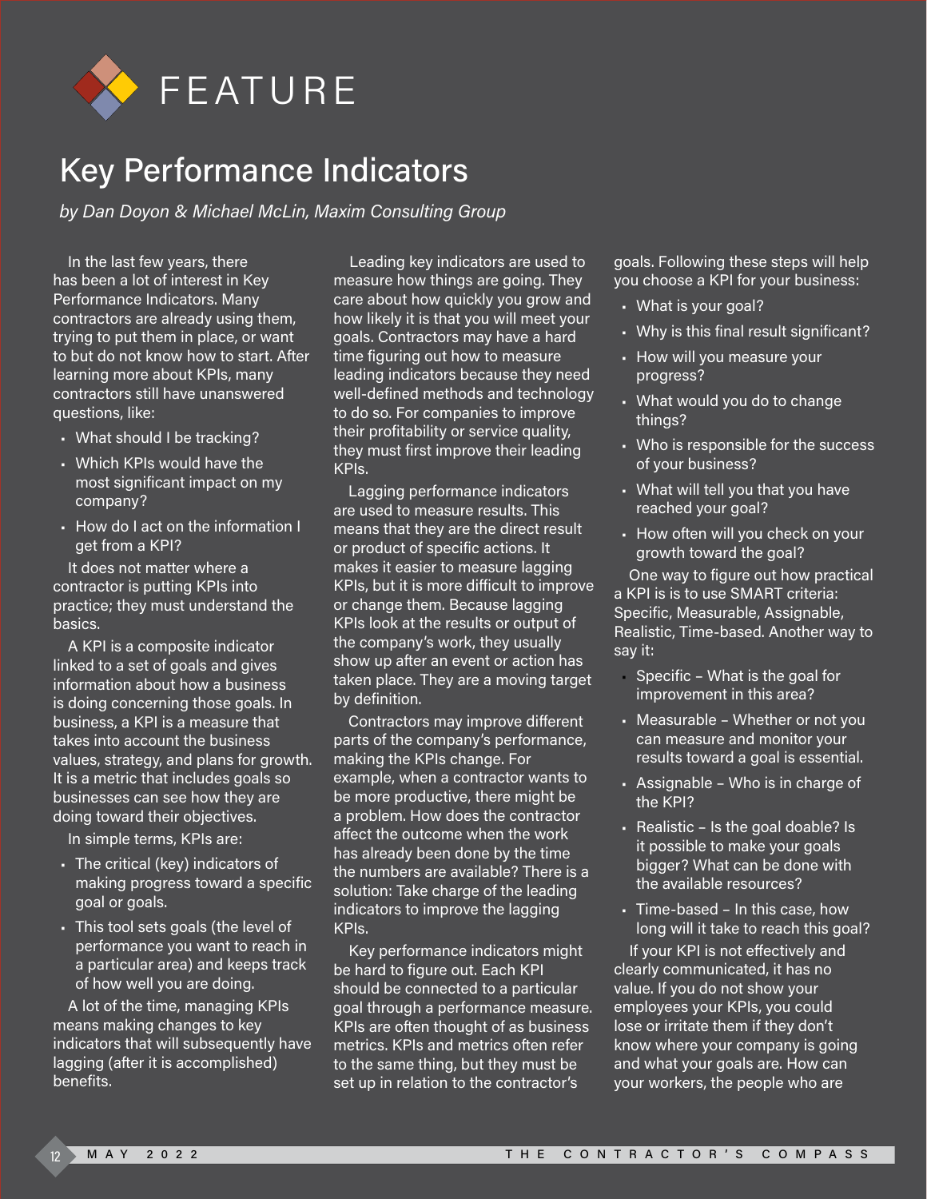# FEATURE

## Key Performance Indicators

*by Dan Doyon & Michael McLin, Maxim Consulting Group*

In the last few years, there has been a lot of interest in Key Performance Indicators. Many contractors are already using them, trying to put them in place, or want to but do not know how to start. After learning more about KPIs, many contractors still have unanswered questions, like:

- What should I be tracking?
- Which KPIs would have the most significant impact on my company?
- How do I act on the information I get from a KPI?

It does not matter where a contractor is putting KPIs into practice; they must understand the basics.

A KPI is a composite indicator linked to a set of goals and gives information about how a business is doing concerning those goals. In business, a KPI is a measure that takes into account the business values, strategy, and plans for growth. It is a metric that includes goals so businesses can see how they are doing toward their objectives.

In simple terms, KPIs are:

- The critical (key) indicators of making progress toward a specific goal or goals.
- This tool sets goals (the level of performance you want to reach in a particular area) and keeps track of how well you are doing.

A lot of the time, managing KPIs means making changes to key indicators that will subsequently have lagging (after it is accomplished) benefits.

Leading key indicators are used to measure how things are going. They care about how quickly you grow and how likely it is that you will meet your goals. Contractors may have a hard time figuring out how to measure leading indicators because they need well-defined methods and technology to do so. For companies to improve their profitability or service quality, they must first improve their leading KPIs.

Lagging performance indicators are used to measure results. This means that they are the direct result or product of specific actions. It makes it easier to measure lagging KPIs, but it is more difficult to improve or change them. Because lagging KPIs look at the results or output of the company's work, they usually show up after an event or action has taken place. They are a moving target by definition.

Contractors may improve different parts of the company's performance, making the KPIs change. For example, when a contractor wants to be more productive, there might be a problem. How does the contractor affect the outcome when the work has already been done by the time the numbers are available? There is a solution: Take charge of the leading indicators to improve the lagging KPIs.

Key performance indicators might be hard to figure out. Each KPI should be connected to a particular goal through a performance measure. KPIs are often thought of as business metrics. KPIs and metrics often refer to the same thing, but they must be set up in relation to the contractor's goals. Following these steps will help you choose a KPI for your business:

- What is your goal?
- Why is this final result significant?
- How will you measure your progress?
- What would you do to change things?
- Who is responsible for the success of your business?
- What will tell you that you have reached your goal?
- How often will you check on your growth toward the goal?

One way to figure out how practical a KPI is is to use SMART criteria: Specific, Measurable, Assignable, Realistic, Time-based. Another way to say it:

- Specific – What is the goal for improvement in this area?
- Measurable – Whether or not you can measure and monitor your results toward a goal is essential.
- Assignable – Who is in charge of the KPI?
- Realistic – Is the goal doable? Is it possible to make your goals bigger? What can be done with the available resources?
- Time-based – In this case, how long will it take to reach this goal?

If your KPI is not effectively and clearly communicated, it has no value. If you do not show your employees your KPIs, you could lose or irritate them if they don't know where your company is going and what your goals are. How can your workers, the people who are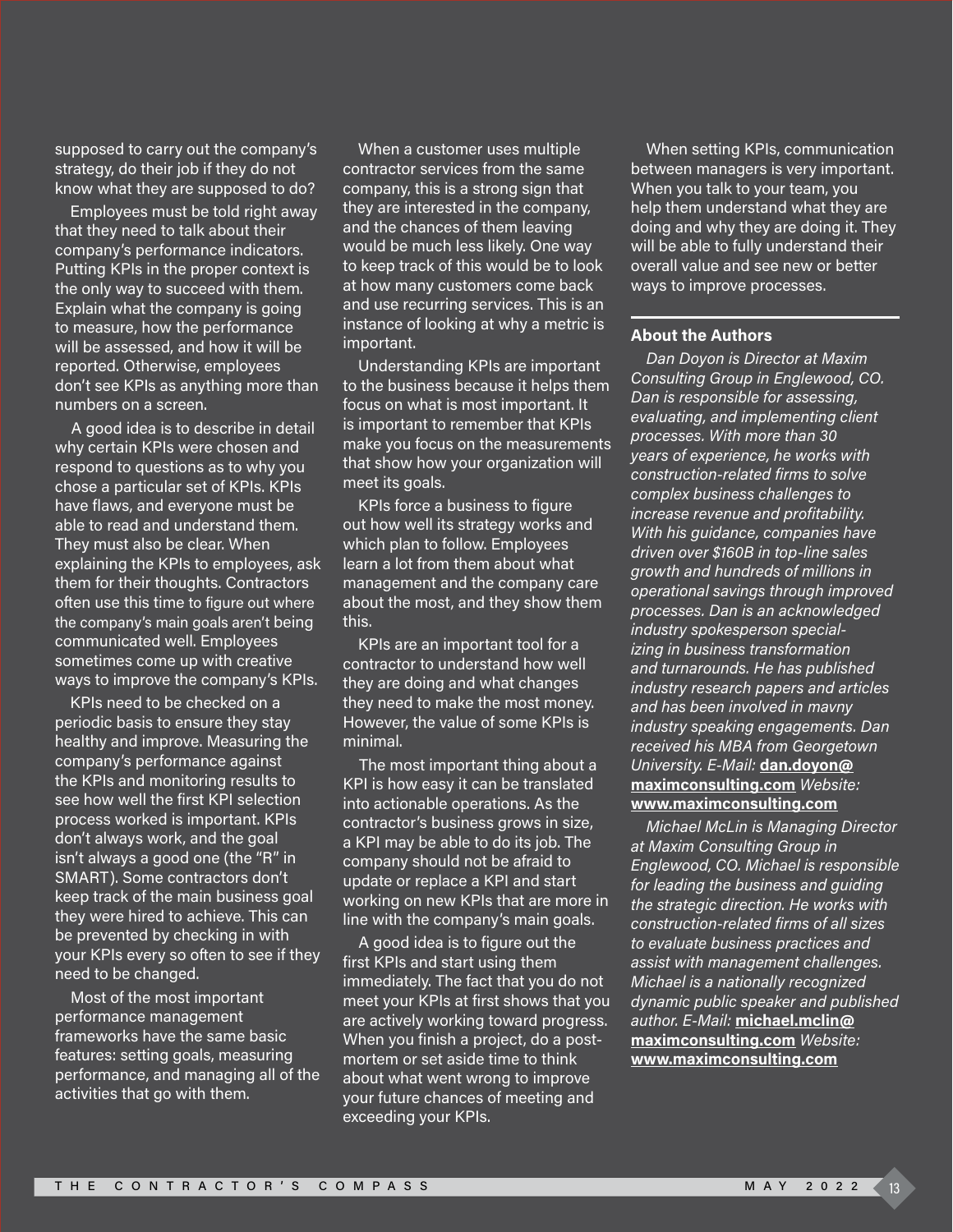supposed to carry out the company's strategy, do their job if they do not know what they are supposed to do?

Employees must be told right away that they need to talk about their company's performance indicators. Putting KPIs in the proper context is the only way to succeed with them. Explain what the company is going to measure, how the performance will be assessed, and how it will be reported. Otherwise, employees don't see KPIs as anything more than numbers on a screen.

A good idea is to describe in detail why certain KPIs were chosen and respond to questions as to why you chose a particular set of KPIs. KPIs have flaws, and everyone must be able to read and understand them. They must also be clear. When explaining the KPIs to employees, ask them for their thoughts. Contractors often use this time to figure out where the company's main goals aren't being communicated well. Employees sometimes come up with creative ways to improve the company's KPIs.

KPIs need to be checked on a periodic basis to ensure they stay healthy and improve. Measuring the company's performance against the KPIs and monitoring results to see how well the first KPI selection process worked is important. KPIs don't always work, and the goal isn't always a good one (the "R" in SMART). Some contractors don't keep track of the main business goal they were hired to achieve. This can be prevented by checking in with your KPIs every so often to see if they need to be changed.

Most of the most important performance management frameworks have the same basic features: setting goals, measuring performance, and managing all of the activities that go with them.

When a customer uses multiple contractor services from the same company, this is a strong sign that they are interested in the company, and the chances of them leaving would be much less likely. One way to keep track of this would be to look at how many customers come back and use recurring services. This is an instance of looking at why a metric is important.

Understanding KPIs are important to the business because it helps them focus on what is most important. It is important to remember that KPIs make you focus on the measurements that show how your organization will meet its goals.

KPIs force a business to figure out how well its strategy works and which plan to follow. Employees learn a lot from them about what management and the company care about the most, and they show them this.

KPIs are an important tool for a contractor to understand how well they are doing and what changes they need to make the most money. However, the value of some KPIs is minimal.

The most important thing about a KPI is how easy it can be translated into actionable operations. As the contractor's business grows in size, a KPI may be able to do its job. The company should not be afraid to update or replace a KPI and start working on new KPIs that are more in line with the company's main goals.

A good idea is to figure out the first KPIs and start using them immediately. The fact that you do not meet your KPIs at first shows that you are actively working toward progress. When you finish a project, do a post-mortem or set aside time to think about what went wrong to improve your future chances of meeting and exceeding your KPIs.

When setting KPIs, communication between managers is very important. When you talk to your team, you help them understand what they are doing and why they are doing it. They will be able to fully understand their overall value and see new or better ways to improve processes.

---

**About the Authors**

*Dan Doyon is Director at Maxim Consulting Group in Englewood, CO. Dan is responsible for assessing, evaluating, and implementing client processes. With more than 30 years of experience, he works with construction-related firms to solve complex business challenges to increase revenue and profitability. With his guidance, companies have driven over $160B in top-line sales growth and hundreds of millions in operational savings through improved processes. Dan is an acknowledged industry spokesperson specializing in business transformation and turnarounds. He has published industry research papers and articles and has been involved in mavny industry speaking engagements. Dan received his MBA from Georgetown University. E-Mail:* **dan.doyon@maximconsulting.com** *Website:* **www.maximconsulting.com**

*Michael McLin is Managing Director at Maxim Consulting Group in Englewood, CO. Michael is responsible for leading the business and guiding the strategic direction. He works with construction-related firms of all sizes to evaluate business practices and assist with management challenges. Michael is a nationally recognized dynamic public speaker and published author. E-Mail:* **michael.mclin@maximconsulting.com** *Website:* **www.maximconsulting.com**